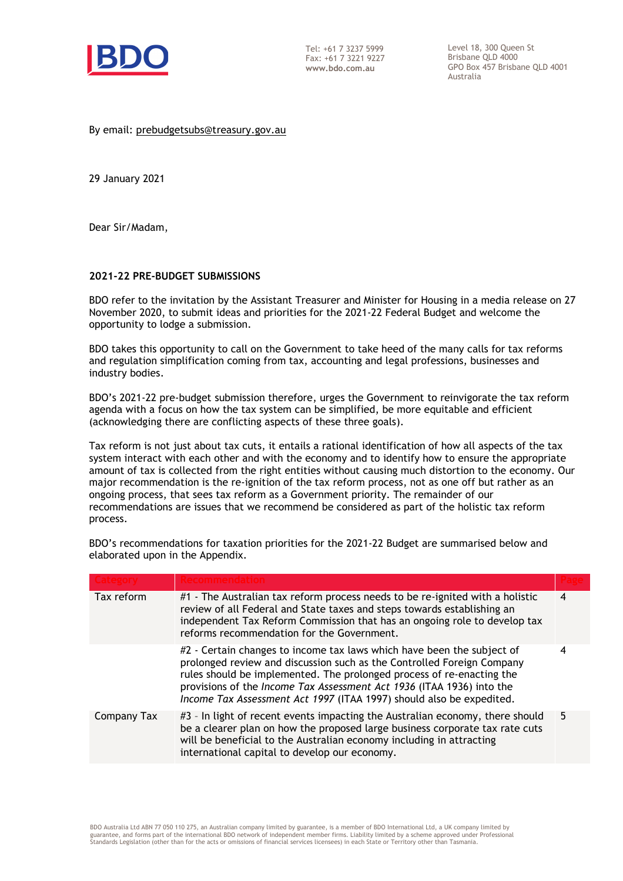Tel: +61 7 3237 5999
Fax: +61 7 3221 9227
**www.bdo.com.au**

Level 18, 300 Queen St
Brisbane QLD 4000
GPO Box 457 Brisbane QLD 4001
Australia

By email: prebudgetsubs@treasury.gov.au

29 January 2021

Dear Sir/Madam,

**2021-22 PRE-BUDGET SUBMISSIONS**

BDO refer to the invitation by the Assistant Treasurer and Minister for Housing in a media release on 27 November 2020, to submit ideas and priorities for the 2021-22 Federal Budget and welcome the opportunity to lodge a submission.

BDO takes this opportunity to call on the Government to take heed of the many calls for tax reforms and regulation simplification coming from tax, accounting and legal professions, businesses and industry bodies.

BDO's 2021-22 pre-budget submission therefore, urges the Government to reinvigorate the tax reform agenda with a focus on how the tax system can be simplified, be more equitable and efficient (acknowledging there are conflicting aspects of these three goals).

Tax reform is not just about tax cuts, it entails a rational identification of how all aspects of the tax system interact with each other and with the economy and to identify how to ensure the appropriate amount of tax is collected from the right entities without causing much distortion to the economy. Our major recommendation is the re-ignition of the tax reform process, not as one off but rather as an ongoing process, that sees tax reform as a Government priority. The remainder of our recommendations are issues that we recommend be considered as part of the holistic tax reform process.

BDO's recommendations for taxation priorities for the 2021-22 Budget are summarised below and elaborated upon in the Appendix.

| Category | Recommendation | Page |
|---|---|---|
| Tax reform | #1 - The Australian tax reform process needs to be re-ignited with a holistic review of all Federal and State taxes and steps towards establishing an independent Tax Reform Commission that has an ongoing role to develop tax reforms recommendation for the Government. | 4 |
| | #2 - Certain changes to income tax laws which have been the subject of prolonged review and discussion such as the Controlled Foreign Company rules should be implemented. The prolonged process of re-enacting the provisions of the *Income Tax Assessment Act 1936* (ITAA 1936) into the *Income Tax Assessment Act 1997* (ITAA 1997) should also be expedited. | 4 |
| Company Tax | #3 - In light of recent events impacting the Australian economy, there should be a clearer plan on how the proposed large business corporate tax rate cuts will be beneficial to the Australian economy including in attracting international capital to develop our economy. | 5 |

BDO Australia Ltd ABN 77 050 110 275, an Australian company limited by guarantee, is a member of BDO International Ltd, a UK company limited by guarantee, and forms part of the international BDO network of independent member firms. Liability limited by a scheme approved under Professional Standards Legislation (other than for the acts or omissions of financial services licensees) in each State or Territory other than Tasmania.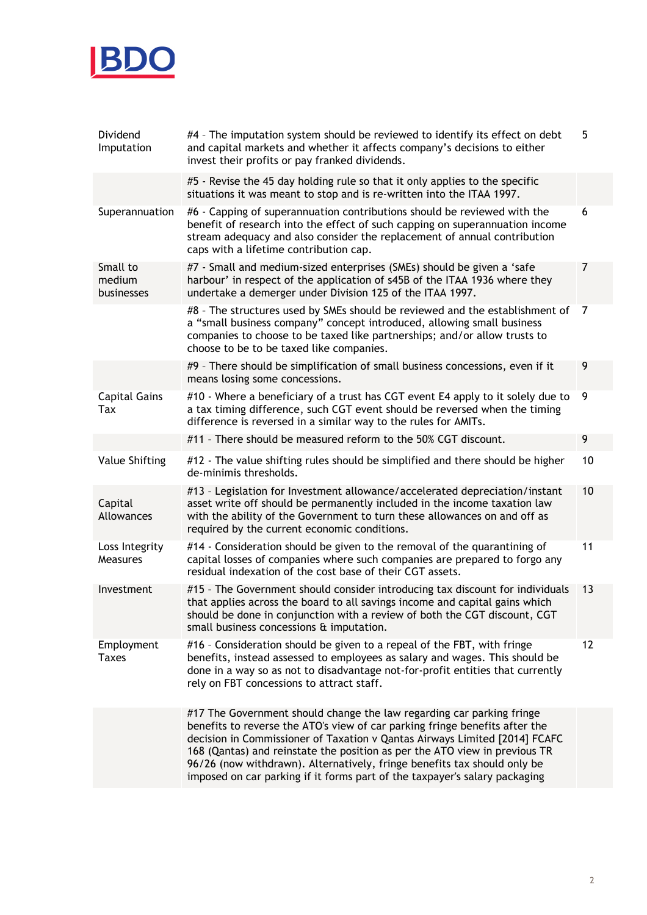| | | |
|---|---|---|
| Dividend Imputation | #4 - The imputation system should be reviewed to identify its effect on debt and capital markets and whether it affects company's decisions to either invest their profits or pay franked dividends. | 5 |
| | #5 - Revise the 45 day holding rule so that it only applies to the specific situations it was meant to stop and is re-written into the ITAA 1997. | |
| Superannuation | #6 - Capping of superannuation contributions should be reviewed with the benefit of research into the effect of such capping on superannuation income stream adequacy and also consider the replacement of annual contribution caps with a lifetime contribution cap. | 6 |
| Small to medium businesses | #7 - Small and medium-sized enterprises (SMEs) should be given a 'safe harbour' in respect of the application of s45B of the ITAA 1936 where they undertake a demerger under Division 125 of the ITAA 1997. | 7 |
| | #8 - The structures used by SMEs should be reviewed and the establishment of a "small business company" concept introduced, allowing small business companies to choose to be taxed like partnerships; and/or allow trusts to choose to be to be taxed like companies. | 7 |
| | #9 - There should be simplification of small business concessions, even if it means losing some concessions. | 9 |
| Capital Gains Tax | #10 - Where a beneficiary of a trust has CGT event E4 apply to it solely due to a tax timing difference, such CGT event should be reversed when the timing difference is reversed in a similar way to the rules for AMITs. | 9 |
| | #11 - There should be measured reform to the 50% CGT discount. | 9 |
| Value Shifting | #12 - The value shifting rules should be simplified and there should be higher de-minimis thresholds. | 10 |
| Capital Allowances | #13 - Legislation for Investment allowance/accelerated depreciation/instant asset write off should be permanently included in the income taxation law with the ability of the Government to turn these allowances on and off as required by the current economic conditions. | 10 |
| Loss Integrity Measures | #14 - Consideration should be given to the removal of the quarantining of capital losses of companies where such companies are prepared to forgo any residual indexation of the cost base of their CGT assets. | 11 |
| Investment | #15 - The Government should consider introducing tax discount for individuals that applies across the board to all savings income and capital gains which should be done in conjunction with a review of both the CGT discount, CGT small business concessions & imputation. | 13 |
| Employment Taxes | #16 - Consideration should be given to a repeal of the FBT, with fringe benefits, instead assessed to employees as salary and wages. This should be done in a way so as not to disadvantage not-for-profit entities that currently rely on FBT concessions to attract staff. | 12 |
| | #17 The Government should change the law regarding car parking fringe benefits to reverse the ATO's view of car parking fringe benefits after the decision in Commissioner of Taxation v Qantas Airways Limited [2014] FCAFC 168 (Qantas) and reinstate the position as per the ATO view in previous TR 96/26 (now withdrawn). Alternatively, fringe benefits tax should only be imposed on car parking if it forms part of the taxpayer's salary packaging | |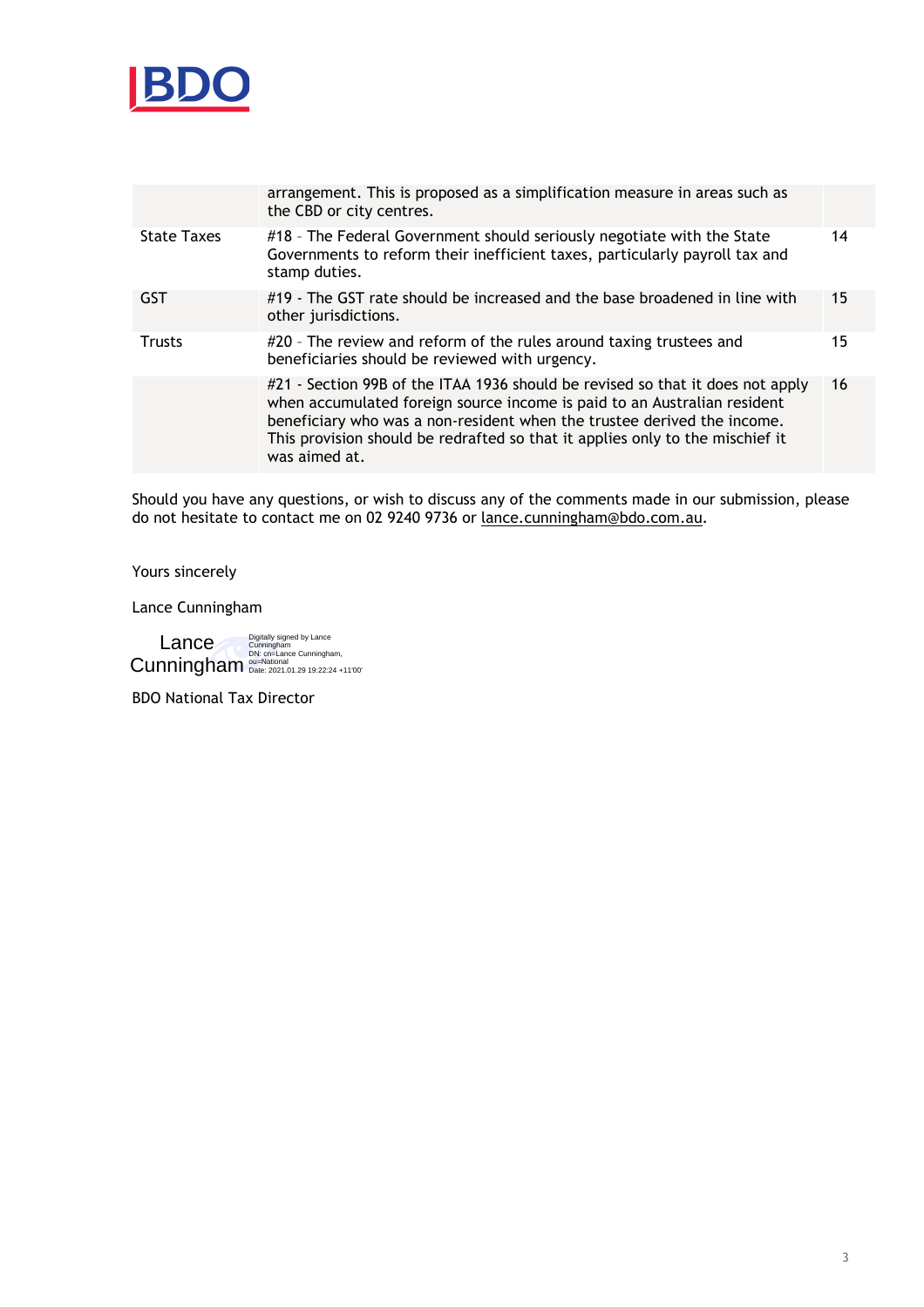| | | |
|---|---|---|
| | arrangement. This is proposed as a simplification measure in areas such as the CBD or city centres. | |
| State Taxes | #18 – The Federal Government should seriously negotiate with the State Governments to reform their inefficient taxes, particularly payroll tax and stamp duties. | 14 |
| GST | #19 - The GST rate should be increased and the base broadened in line with other jurisdictions. | 15 |
| Trusts | #20 – The review and reform of the rules around taxing trustees and beneficiaries should be reviewed with urgency. | 15 |
| | #21 - Section 99B of the ITAA 1936 should be revised so that it does not apply when accumulated foreign source income is paid to an Australian resident beneficiary who was a non-resident when the trustee derived the income. This provision should be redrafted so that it applies only to the mischief it was aimed at. | 16 |

Should you have any questions, or wish to discuss any of the comments made in our submission, please do not hesitate to contact me on 02 9240 9736 or lance.cunningham@bdo.com.au.

Yours sincerely

Lance Cunningham

Lance Cunningham
Digitally signed by Lance Cunningham
DN: cn=Lance Cunningham, ou=National
Date: 2021.01.29 19:22:24 +11'00'

BDO National Tax Director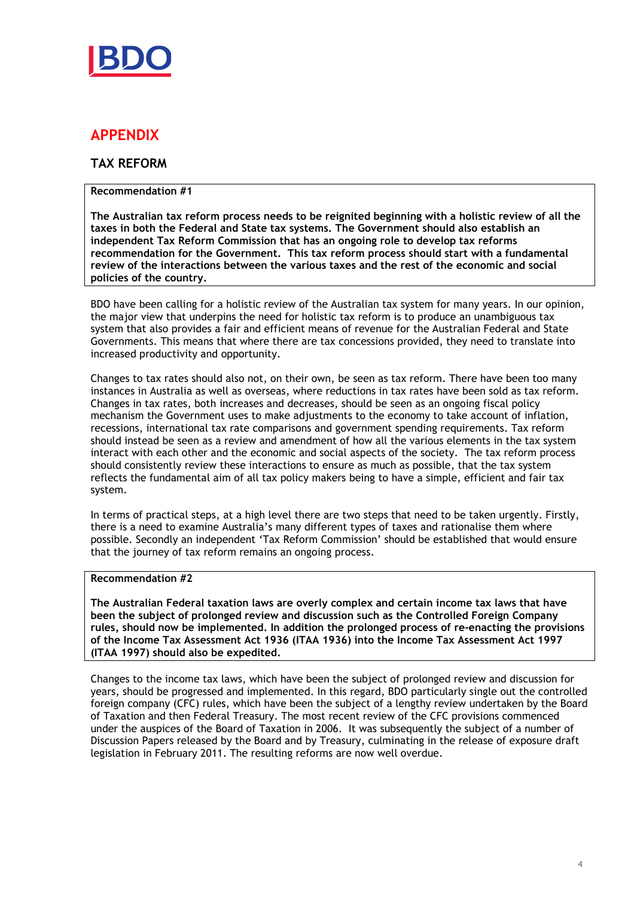# APPENDIX

## TAX REFORM

**Recommendation #1**

**The Australian tax reform process needs to be reignited beginning with a holistic review of all the taxes in both the Federal and State tax systems. The Government should also establish an independent Tax Reform Commission that has an ongoing role to develop tax reforms recommendation for the Government. This tax reform process should start with a fundamental review of the interactions between the various taxes and the rest of the economic and social policies of the country.**

BDO have been calling for a holistic review of the Australian tax system for many years. In our opinion, the major view that underpins the need for holistic tax reform is to produce an unambiguous tax system that also provides a fair and efficient means of revenue for the Australian Federal and State Governments. This means that where there are tax concessions provided, they need to translate into increased productivity and opportunity.

Changes to tax rates should also not, on their own, be seen as tax reform. There have been too many instances in Australia as well as overseas, where reductions in tax rates have been sold as tax reform. Changes in tax rates, both increases and decreases, should be seen as an ongoing fiscal policy mechanism the Government uses to make adjustments to the economy to take account of inflation, recessions, international tax rate comparisons and government spending requirements. Tax reform should instead be seen as a review and amendment of how all the various elements in the tax system interact with each other and the economic and social aspects of the society. The tax reform process should consistently review these interactions to ensure as much as possible, that the tax system reflects the fundamental aim of all tax policy makers being to have a simple, efficient and fair tax system.

In terms of practical steps, at a high level there are two steps that need to be taken urgently. Firstly, there is a need to examine Australia's many different types of taxes and rationalise them where possible. Secondly an independent 'Tax Reform Commission' should be established that would ensure that the journey of tax reform remains an ongoing process.

**Recommendation #2**

**The Australian Federal taxation laws are overly complex and certain income tax laws that have been the subject of prolonged review and discussion such as the Controlled Foreign Company rules, should now be implemented. In addition the prolonged process of re-enacting the provisions of the Income Tax Assessment Act 1936 (ITAA 1936) into the Income Tax Assessment Act 1997 (ITAA 1997) should also be expedited.**

Changes to the income tax laws, which have been the subject of prolonged review and discussion for years, should be progressed and implemented. In this regard, BDO particularly single out the controlled foreign company (CFC) rules, which have been the subject of a lengthy review undertaken by the Board of Taxation and then Federal Treasury. The most recent review of the CFC provisions commenced under the auspices of the Board of Taxation in 2006. It was subsequently the subject of a number of Discussion Papers released by the Board and by Treasury, culminating in the release of exposure draft legislation in February 2011. The resulting reforms are now well overdue.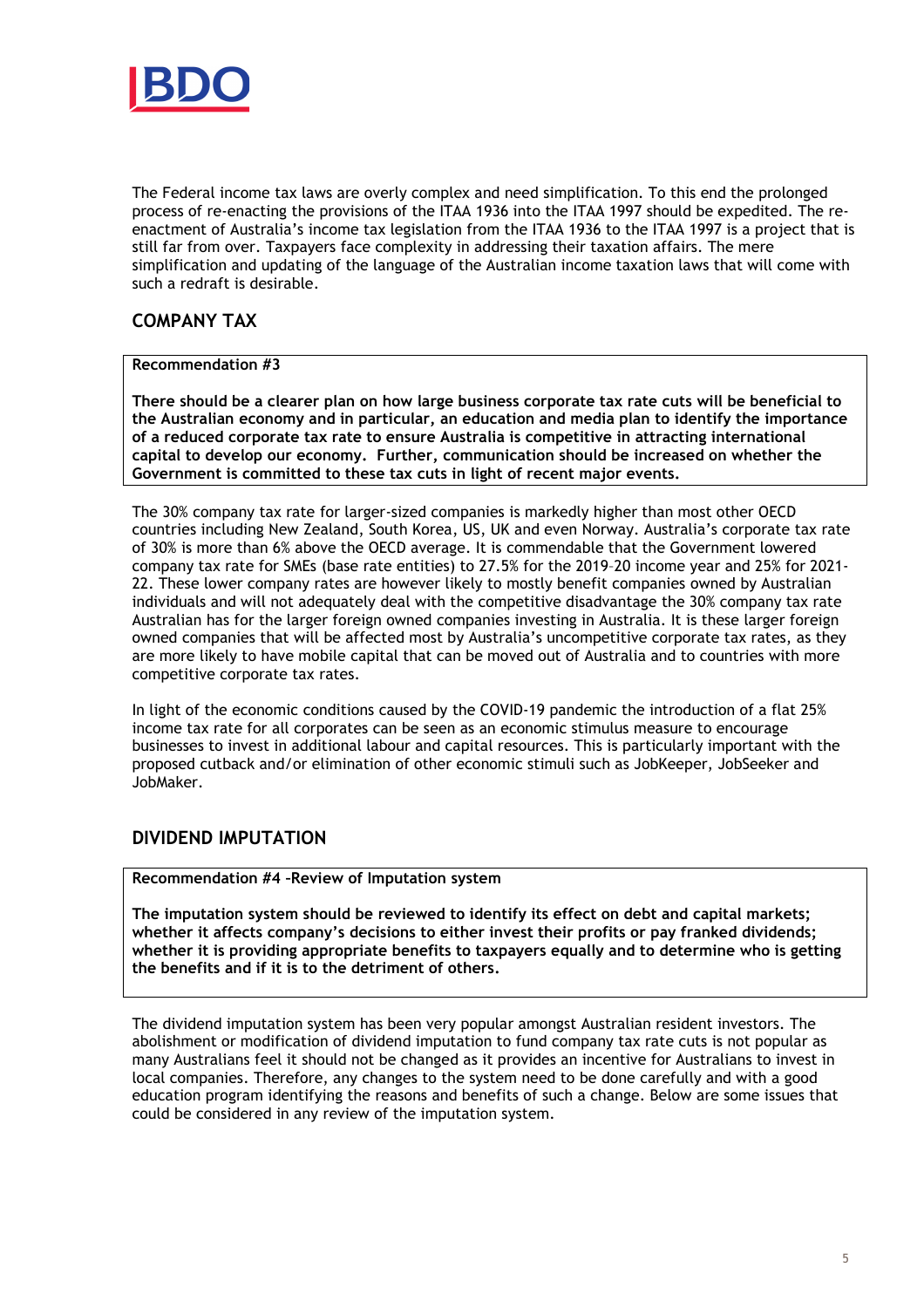The Federal income tax laws are overly complex and need simplification. To this end the prolonged process of re-enacting the provisions of the ITAA 1936 into the ITAA 1997 should be expedited. The re-enactment of Australia's income tax legislation from the ITAA 1936 to the ITAA 1997 is a project that is still far from over. Taxpayers face complexity in addressing their taxation affairs. The mere simplification and updating of the language of the Australian income taxation laws that will come with such a redraft is desirable.

## COMPANY TAX

**Recommendation #3**

**There should be a clearer plan on how large business corporate tax rate cuts will be beneficial to the Australian economy and in particular, an education and media plan to identify the importance of a reduced corporate tax rate to ensure Australia is competitive in attracting international capital to develop our economy. Further, communication should be increased on whether the Government is committed to these tax cuts in light of recent major events.**

The 30% company tax rate for larger-sized companies is markedly higher than most other OECD countries including New Zealand, South Korea, US, UK and even Norway. Australia's corporate tax rate of 30% is more than 6% above the OECD average. It is commendable that the Government lowered company tax rate for SMEs (base rate entities) to 27.5% for the 2019–20 income year and 25% for 2021-22. These lower company rates are however likely to mostly benefit companies owned by Australian individuals and will not adequately deal with the competitive disadvantage the 30% company tax rate Australian has for the larger foreign owned companies investing in Australia. It is these larger foreign owned companies that will be affected most by Australia's uncompetitive corporate tax rates, as they are more likely to have mobile capital that can be moved out of Australia and to countries with more competitive corporate tax rates.

In light of the economic conditions caused by the COVID-19 pandemic the introduction of a flat 25% income tax rate for all corporates can be seen as an economic stimulus measure to encourage businesses to invest in additional labour and capital resources. This is particularly important with the proposed cutback and/or elimination of other economic stimuli such as JobKeeper, JobSeeker and JobMaker.

## DIVIDEND IMPUTATION

**Recommendation #4 –Review of Imputation system**

**The imputation system should be reviewed to identify its effect on debt and capital markets; whether it affects company's decisions to either invest their profits or pay franked dividends; whether it is providing appropriate benefits to taxpayers equally and to determine who is getting the benefits and if it is to the detriment of others.**

The dividend imputation system has been very popular amongst Australian resident investors. The abolishment or modification of dividend imputation to fund company tax rate cuts is not popular as many Australians feel it should not be changed as it provides an incentive for Australians to invest in local companies. Therefore, any changes to the system need to be done carefully and with a good education program identifying the reasons and benefits of such a change. Below are some issues that could be considered in any review of the imputation system.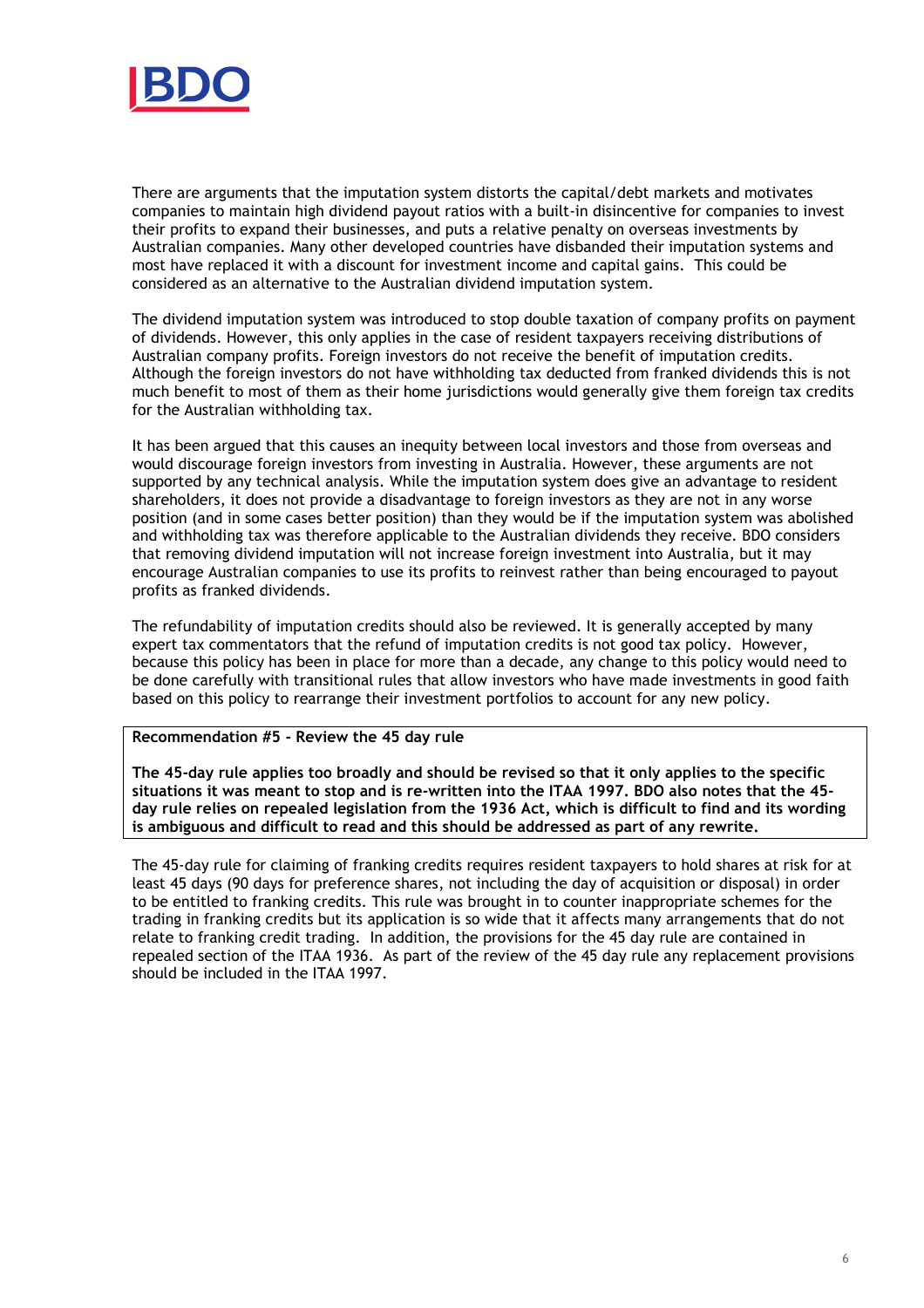There are arguments that the imputation system distorts the capital/debt markets and motivates companies to maintain high dividend payout ratios with a built-in disincentive for companies to invest their profits to expand their businesses, and puts a relative penalty on overseas investments by Australian companies. Many other developed countries have disbanded their imputation systems and most have replaced it with a discount for investment income and capital gains. This could be considered as an alternative to the Australian dividend imputation system.

The dividend imputation system was introduced to stop double taxation of company profits on payment of dividends. However, this only applies in the case of resident taxpayers receiving distributions of Australian company profits. Foreign investors do not receive the benefit of imputation credits. Although the foreign investors do not have withholding tax deducted from franked dividends this is not much benefit to most of them as their home jurisdictions would generally give them foreign tax credits for the Australian withholding tax.

It has been argued that this causes an inequity between local investors and those from overseas and would discourage foreign investors from investing in Australia. However, these arguments are not supported by any technical analysis. While the imputation system does give an advantage to resident shareholders, it does not provide a disadvantage to foreign investors as they are not in any worse position (and in some cases better position) than they would be if the imputation system was abolished and withholding tax was therefore applicable to the Australian dividends they receive. BDO considers that removing dividend imputation will not increase foreign investment into Australia, but it may encourage Australian companies to use its profits to reinvest rather than being encouraged to payout profits as franked dividends.

The refundability of imputation credits should also be reviewed. It is generally accepted by many expert tax commentators that the refund of imputation credits is not good tax policy. However, because this policy has been in place for more than a decade, any change to this policy would need to be done carefully with transitional rules that allow investors who have made investments in good faith based on this policy to rearrange their investment portfolios to account for any new policy.

**Recommendation #5 - Review the 45 day rule**

**The 45-day rule applies too broadly and should be revised so that it only applies to the specific situations it was meant to stop and is re-written into the ITAA 1997. BDO also notes that the 45-day rule relies on repealed legislation from the 1936 Act, which is difficult to find and its wording is ambiguous and difficult to read and this should be addressed as part of any rewrite.**

The 45-day rule for claiming of franking credits requires resident taxpayers to hold shares at risk for at least 45 days (90 days for preference shares, not including the day of acquisition or disposal) in order to be entitled to franking credits. This rule was brought in to counter inappropriate schemes for the trading in franking credits but its application is so wide that it affects many arrangements that do not relate to franking credit trading. In addition, the provisions for the 45 day rule are contained in repealed section of the ITAA 1936. As part of the review of the 45 day rule any replacement provisions should be included in the ITAA 1997.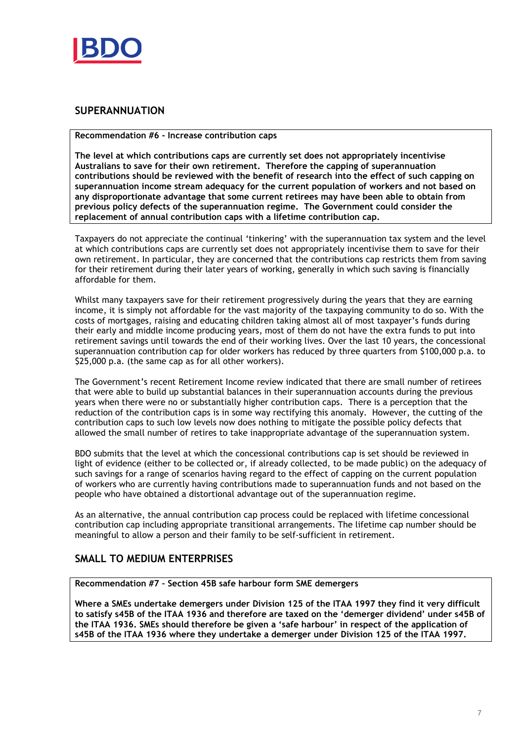## SUPERANNUATION

**Recommendation #6 - Increase contribution caps**

**The level at which contributions caps are currently set does not appropriately incentivise Australians to save for their own retirement. Therefore the capping of superannuation contributions should be reviewed with the benefit of research into the effect of such capping on superannuation income stream adequacy for the current population of workers and not based on any disproportionate advantage that some current retirees may have been able to obtain from previous policy defects of the superannuation regime. The Government could consider the replacement of annual contribution caps with a lifetime contribution cap.**

Taxpayers do not appreciate the continual 'tinkering' with the superannuation tax system and the level at which contributions caps are currently set does not appropriately incentivise them to save for their own retirement. In particular, they are concerned that the contributions cap restricts them from saving for their retirement during their later years of working, generally in which such saving is financially affordable for them.

Whilst many taxpayers save for their retirement progressively during the years that they are earning income, it is simply not affordable for the vast majority of the taxpaying community to do so. With the costs of mortgages, raising and educating children taking almost all of most taxpayer's funds during their early and middle income producing years, most of them do not have the extra funds to put into retirement savings until towards the end of their working lives. Over the last 10 years, the concessional superannuation contribution cap for older workers has reduced by three quarters from $100,000 p.a. to $25,000 p.a. (the same cap as for all other workers).

The Government's recent Retirement Income review indicated that there are small number of retirees that were able to build up substantial balances in their superannuation accounts during the previous years when there were no or substantially higher contribution caps. There is a perception that the reduction of the contribution caps is in some way rectifying this anomaly. However, the cutting of the contribution caps to such low levels now does nothing to mitigate the possible policy defects that allowed the small number of retires to take inappropriate advantage of the superannuation system.

BDO submits that the level at which the concessional contributions cap is set should be reviewed in light of evidence (either to be collected or, if already collected, to be made public) on the adequacy of such savings for a range of scenarios having regard to the effect of capping on the current population of workers who are currently having contributions made to superannuation funds and not based on the people who have obtained a distortional advantage out of the superannuation regime.

As an alternative, the annual contribution cap process could be replaced with lifetime concessional contribution cap including appropriate transitional arrangements. The lifetime cap number should be meaningful to allow a person and their family to be self-sufficient in retirement.

## SMALL TO MEDIUM ENTERPRISES

**Recommendation #7 – Section 45B safe harbour form SME demergers**

**Where a SMEs undertake demergers under Division 125 of the ITAA 1997 they find it very difficult to satisfy s45B of the ITAA 1936 and therefore are taxed on the 'demerger dividend' under s45B of the ITAA 1936. SMEs should therefore be given a 'safe harbour' in respect of the application of s45B of the ITAA 1936 where they undertake a demerger under Division 125 of the ITAA 1997.**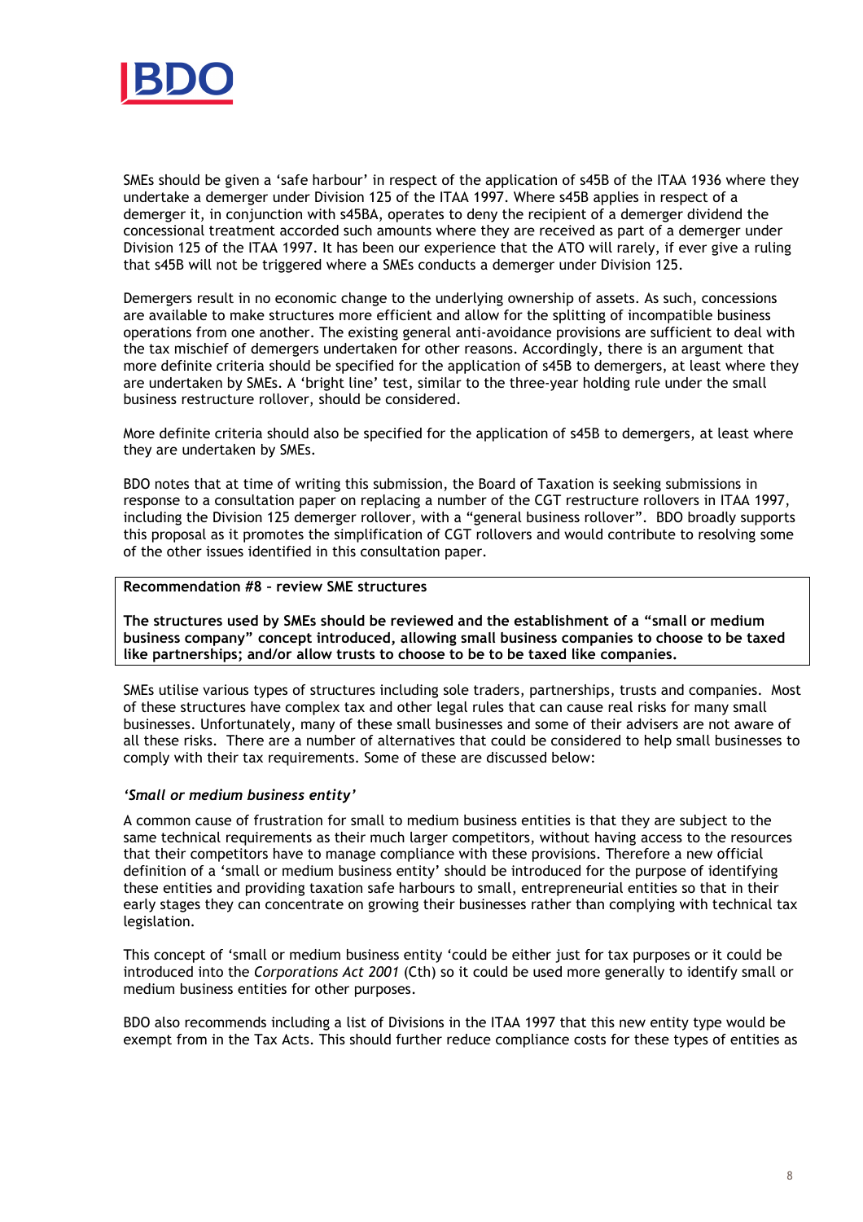SMEs should be given a 'safe harbour' in respect of the application of s45B of the ITAA 1936 where they undertake a demerger under Division 125 of the ITAA 1997. Where s45B applies in respect of a demerger it, in conjunction with s45BA, operates to deny the recipient of a demerger dividend the concessional treatment accorded such amounts where they are received as part of a demerger under Division 125 of the ITAA 1997. It has been our experience that the ATO will rarely, if ever give a ruling that s45B will not be triggered where a SMEs conducts a demerger under Division 125.

Demergers result in no economic change to the underlying ownership of assets. As such, concessions are available to make structures more efficient and allow for the splitting of incompatible business operations from one another. The existing general anti-avoidance provisions are sufficient to deal with the tax mischief of demergers undertaken for other reasons. Accordingly, there is an argument that more definite criteria should be specified for the application of s45B to demergers, at least where they are undertaken by SMEs. A 'bright line' test, similar to the three-year holding rule under the small business restructure rollover, should be considered.

More definite criteria should also be specified for the application of s45B to demergers, at least where they are undertaken by SMEs.

BDO notes that at time of writing this submission, the Board of Taxation is seeking submissions in response to a consultation paper on replacing a number of the CGT restructure rollovers in ITAA 1997, including the Division 125 demerger rollover, with a "general business rollover". BDO broadly supports this proposal as it promotes the simplification of CGT rollovers and would contribute to resolving some of the other issues identified in this consultation paper.

**Recommendation #8 – review SME structures**

**The structures used by SMEs should be reviewed and the establishment of a "small or medium business company" concept introduced, allowing small business companies to choose to be taxed like partnerships; and/or allow trusts to choose to be to be taxed like companies.**

SMEs utilise various types of structures including sole traders, partnerships, trusts and companies. Most of these structures have complex tax and other legal rules that can cause real risks for many small businesses. Unfortunately, many of these small businesses and some of their advisers are not aware of all these risks. There are a number of alternatives that could be considered to help small businesses to comply with their tax requirements. Some of these are discussed below:

***'Small or medium business entity'***

A common cause of frustration for small to medium business entities is that they are subject to the same technical requirements as their much larger competitors, without having access to the resources that their competitors have to manage compliance with these provisions. Therefore a new official definition of a 'small or medium business entity' should be introduced for the purpose of identifying these entities and providing taxation safe harbours to small, entrepreneurial entities so that in their early stages they can concentrate on growing their businesses rather than complying with technical tax legislation.

This concept of 'small or medium business entity 'could be either just for tax purposes or it could be introduced into the *Corporations Act 2001* (Cth) so it could be used more generally to identify small or medium business entities for other purposes.

BDO also recommends including a list of Divisions in the ITAA 1997 that this new entity type would be exempt from in the Tax Acts. This should further reduce compliance costs for these types of entities as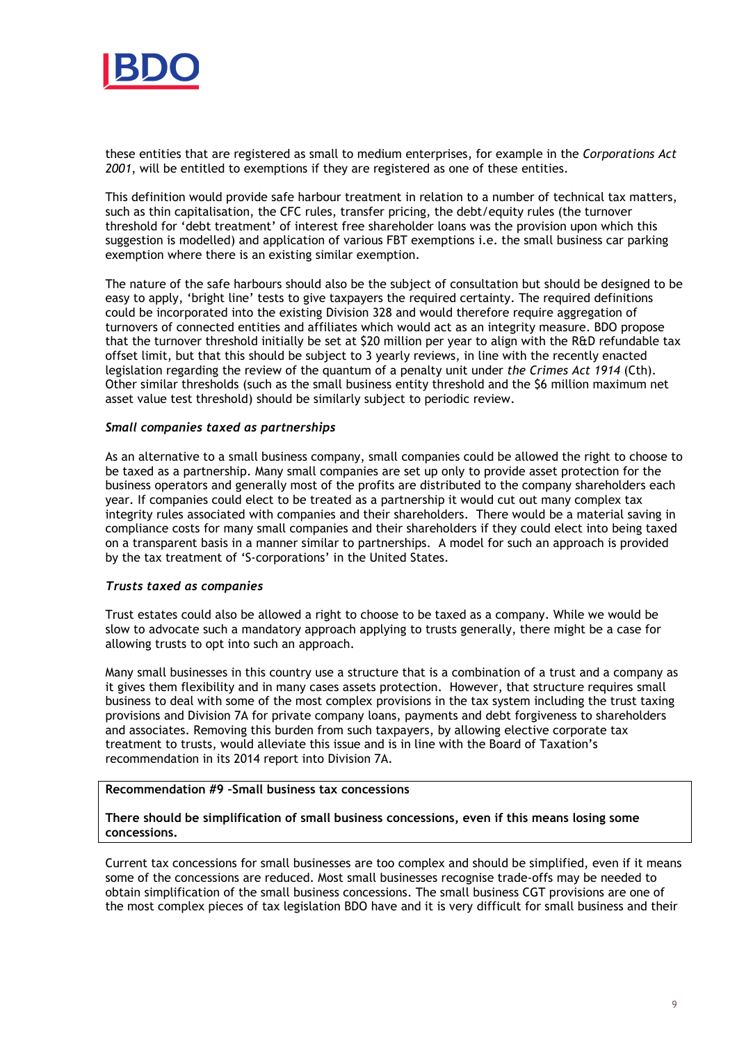these entities that are registered as small to medium enterprises, for example in the *Corporations Act 2001*, will be entitled to exemptions if they are registered as one of these entities.

This definition would provide safe harbour treatment in relation to a number of technical tax matters, such as thin capitalisation, the CFC rules, transfer pricing, the debt/equity rules (the turnover threshold for 'debt treatment' of interest free shareholder loans was the provision upon which this suggestion is modelled) and application of various FBT exemptions i.e. the small business car parking exemption where there is an existing similar exemption.

The nature of the safe harbours should also be the subject of consultation but should be designed to be easy to apply, 'bright line' tests to give taxpayers the required certainty. The required definitions could be incorporated into the existing Division 328 and would therefore require aggregation of turnovers of connected entities and affiliates which would act as an integrity measure. BDO propose that the turnover threshold initially be set at $20 million per year to align with the R&D refundable tax offset limit, but that this should be subject to 3 yearly reviews, in line with the recently enacted legislation regarding the review of the quantum of a penalty unit under *the Crimes Act 1914* (Cth). Other similar thresholds (such as the small business entity threshold and the $6 million maximum net asset value test threshold) should be similarly subject to periodic review.

***Small companies taxed as partnerships***

As an alternative to a small business company, small companies could be allowed the right to choose to be taxed as a partnership. Many small companies are set up only to provide asset protection for the business operators and generally most of the profits are distributed to the company shareholders each year. If companies could elect to be treated as a partnership it would cut out many complex tax integrity rules associated with companies and their shareholders. There would be a material saving in compliance costs for many small companies and their shareholders if they could elect into being taxed on a transparent basis in a manner similar to partnerships. A model for such an approach is provided by the tax treatment of 'S-corporations' in the United States.

***Trusts taxed as companies***

Trust estates could also be allowed a right to choose to be taxed as a company. While we would be slow to advocate such a mandatory approach applying to trusts generally, there might be a case for allowing trusts to opt into such an approach.

Many small businesses in this country use a structure that is a combination of a trust and a company as it gives them flexibility and in many cases assets protection. However, that structure requires small business to deal with some of the most complex provisions in the tax system including the trust taxing provisions and Division 7A for private company loans, payments and debt forgiveness to shareholders and associates. Removing this burden from such taxpayers, by allowing elective corporate tax treatment to trusts, would alleviate this issue and is in line with the Board of Taxation's recommendation in its 2014 report into Division 7A.

**Recommendation #9 –Small business tax concessions**

**There should be simplification of small business concessions, even if this means losing some concessions.**

Current tax concessions for small businesses are too complex and should be simplified, even if it means some of the concessions are reduced. Most small businesses recognise trade-offs may be needed to obtain simplification of the small business concessions. The small business CGT provisions are one of the most complex pieces of tax legislation BDO have and it is very difficult for small business and their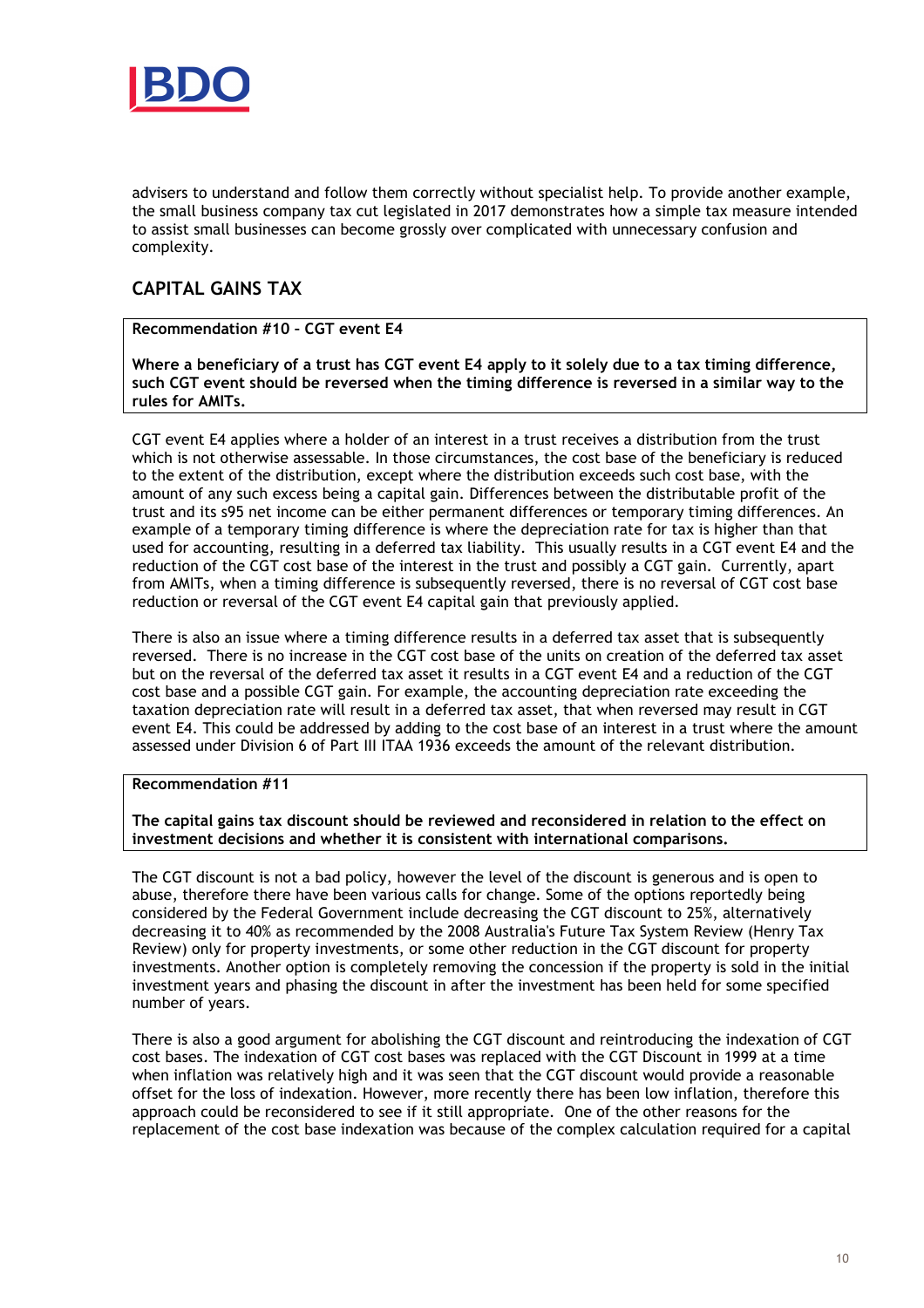advisers to understand and follow them correctly without specialist help. To provide another example, the small business company tax cut legislated in 2017 demonstrates how a simple tax measure intended to assist small businesses can become grossly over complicated with unnecessary confusion and complexity.

## CAPITAL GAINS TAX

**Recommendation #10 – CGT event E4**

**Where a beneficiary of a trust has CGT event E4 apply to it solely due to a tax timing difference, such CGT event should be reversed when the timing difference is reversed in a similar way to the rules for AMITs.**

CGT event E4 applies where a holder of an interest in a trust receives a distribution from the trust which is not otherwise assessable. In those circumstances, the cost base of the beneficiary is reduced to the extent of the distribution, except where the distribution exceeds such cost base, with the amount of any such excess being a capital gain. Differences between the distributable profit of the trust and its s95 net income can be either permanent differences or temporary timing differences. An example of a temporary timing difference is where the depreciation rate for tax is higher than that used for accounting, resulting in a deferred tax liability. This usually results in a CGT event E4 and the reduction of the CGT cost base of the interest in the trust and possibly a CGT gain. Currently, apart from AMITs, when a timing difference is subsequently reversed, there is no reversal of CGT cost base reduction or reversal of the CGT event E4 capital gain that previously applied.

There is also an issue where a timing difference results in a deferred tax asset that is subsequently reversed. There is no increase in the CGT cost base of the units on creation of the deferred tax asset but on the reversal of the deferred tax asset it results in a CGT event E4 and a reduction of the CGT cost base and a possible CGT gain. For example, the accounting depreciation rate exceeding the taxation depreciation rate will result in a deferred tax asset, that when reversed may result in CGT event E4. This could be addressed by adding to the cost base of an interest in a trust where the amount assessed under Division 6 of Part III ITAA 1936 exceeds the amount of the relevant distribution.

**Recommendation #11**

**The capital gains tax discount should be reviewed and reconsidered in relation to the effect on investment decisions and whether it is consistent with international comparisons.**

The CGT discount is not a bad policy, however the level of the discount is generous and is open to abuse, therefore there have been various calls for change. Some of the options reportedly being considered by the Federal Government include decreasing the CGT discount to 25%, alternatively decreasing it to 40% as recommended by the 2008 Australia's Future Tax System Review (Henry Tax Review) only for property investments, or some other reduction in the CGT discount for property investments. Another option is completely removing the concession if the property is sold in the initial investment years and phasing the discount in after the investment has been held for some specified number of years.

There is also a good argument for abolishing the CGT discount and reintroducing the indexation of CGT cost bases. The indexation of CGT cost bases was replaced with the CGT Discount in 1999 at a time when inflation was relatively high and it was seen that the CGT discount would provide a reasonable offset for the loss of indexation. However, more recently there has been low inflation, therefore this approach could be reconsidered to see if it still appropriate. One of the other reasons for the replacement of the cost base indexation was because of the complex calculation required for a capital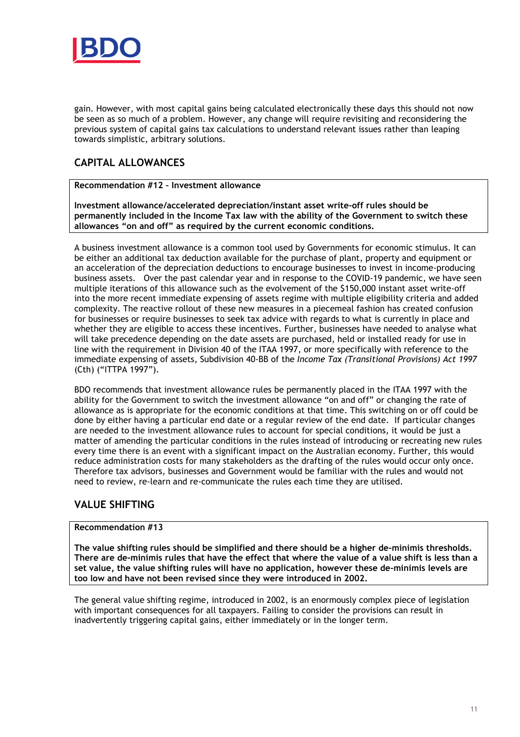gain. However, with most capital gains being calculated electronically these days this should not now be seen as so much of a problem. However, any change will require revisiting and reconsidering the previous system of capital gains tax calculations to understand relevant issues rather than leaping towards simplistic, arbitrary solutions.

## CAPITAL ALLOWANCES

**Recommendation #12 – Investment allowance**

**Investment allowance/accelerated depreciation/instant asset write-off rules should be permanently included in the Income Tax law with the ability of the Government to switch these allowances "on and off" as required by the current economic conditions.**

A business investment allowance is a common tool used by Governments for economic stimulus. It can be either an additional tax deduction available for the purchase of plant, property and equipment or an acceleration of the depreciation deductions to encourage businesses to invest in income-producing business assets. Over the past calendar year and in response to the COVID-19 pandemic, we have seen multiple iterations of this allowance such as the evolvement of the $150,000 instant asset write-off into the more recent immediate expensing of assets regime with multiple eligibility criteria and added complexity. The reactive rollout of these new measures in a piecemeal fashion has created confusion for businesses or require businesses to seek tax advice with regards to what is currently in place and whether they are eligible to access these incentives. Further, businesses have needed to analyse what will take precedence depending on the date assets are purchased, held or installed ready for use in line with the requirement in Division 40 of the ITAA 1997, or more specifically with reference to the immediate expensing of assets, Subdivision 40-BB of the *Income Tax (Transitional Provisions) Act 1997* (Cth) ("ITTPA 1997").

BDO recommends that investment allowance rules be permanently placed in the ITAA 1997 with the ability for the Government to switch the investment allowance "on and off" or changing the rate of allowance as is appropriate for the economic conditions at that time. This switching on or off could be done by either having a particular end date or a regular review of the end date. If particular changes are needed to the investment allowance rules to account for special conditions, it would be just a matter of amending the particular conditions in the rules instead of introducing or recreating new rules every time there is an event with a significant impact on the Australian economy. Further, this would reduce administration costs for many stakeholders as the drafting of the rules would occur only once. Therefore tax advisors, businesses and Government would be familiar with the rules and would not need to review, re-learn and re-communicate the rules each time they are utilised.

## VALUE SHIFTING

**Recommendation #13**

**The value shifting rules should be simplified and there should be a higher de-minimis thresholds. There are de-minimis rules that have the effect that where the value of a value shift is less than a set value, the value shifting rules will have no application, however these de-minimis levels are too low and have not been revised since they were introduced in 2002.**

The general value shifting regime, introduced in 2002, is an enormously complex piece of legislation with important consequences for all taxpayers. Failing to consider the provisions can result in inadvertently triggering capital gains, either immediately or in the longer term.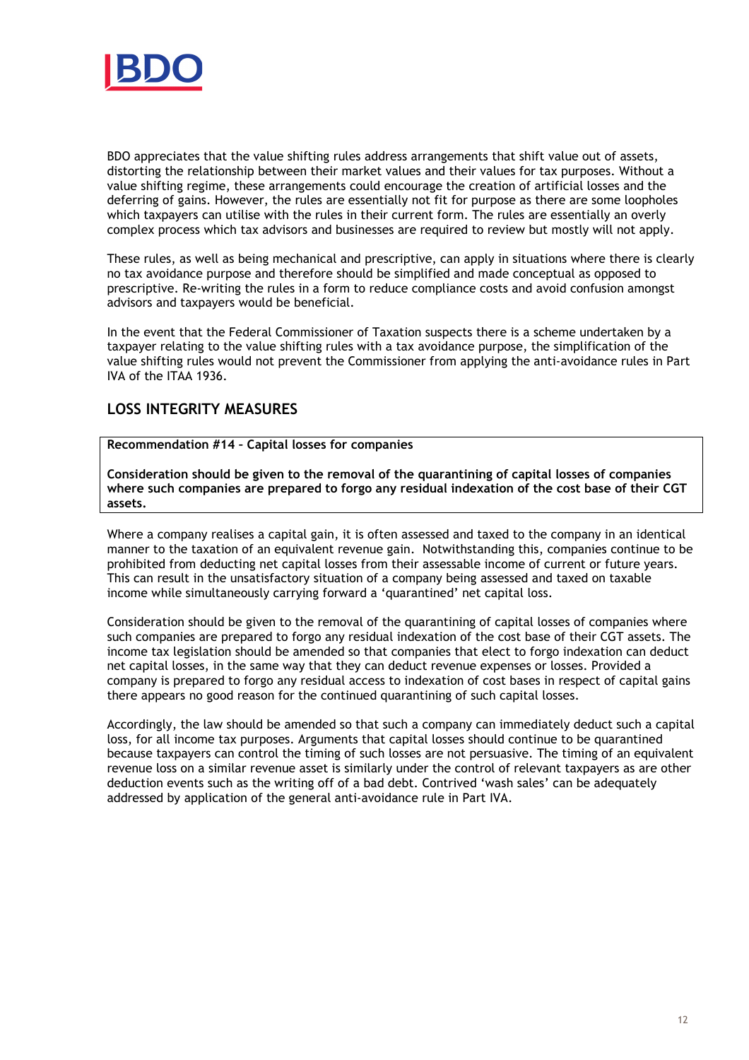BDO appreciates that the value shifting rules address arrangements that shift value out of assets, distorting the relationship between their market values and their values for tax purposes. Without a value shifting regime, these arrangements could encourage the creation of artificial losses and the deferring of gains. However, the rules are essentially not fit for purpose as there are some loopholes which taxpayers can utilise with the rules in their current form. The rules are essentially an overly complex process which tax advisors and businesses are required to review but mostly will not apply.

These rules, as well as being mechanical and prescriptive, can apply in situations where there is clearly no tax avoidance purpose and therefore should be simplified and made conceptual as opposed to prescriptive. Re-writing the rules in a form to reduce compliance costs and avoid confusion amongst advisors and taxpayers would be beneficial.

In the event that the Federal Commissioner of Taxation suspects there is a scheme undertaken by a taxpayer relating to the value shifting rules with a tax avoidance purpose, the simplification of the value shifting rules would not prevent the Commissioner from applying the anti-avoidance rules in Part IVA of the ITAA 1936.

## LOSS INTEGRITY MEASURES

**Recommendation #14 – Capital losses for companies**

**Consideration should be given to the removal of the quarantining of capital losses of companies where such companies are prepared to forgo any residual indexation of the cost base of their CGT assets.**

Where a company realises a capital gain, it is often assessed and taxed to the company in an identical manner to the taxation of an equivalent revenue gain. Notwithstanding this, companies continue to be prohibited from deducting net capital losses from their assessable income of current or future years. This can result in the unsatisfactory situation of a company being assessed and taxed on taxable income while simultaneously carrying forward a 'quarantined' net capital loss.

Consideration should be given to the removal of the quarantining of capital losses of companies where such companies are prepared to forgo any residual indexation of the cost base of their CGT assets. The income tax legislation should be amended so that companies that elect to forgo indexation can deduct net capital losses, in the same way that they can deduct revenue expenses or losses. Provided a company is prepared to forgo any residual access to indexation of cost bases in respect of capital gains there appears no good reason for the continued quarantining of such capital losses.

Accordingly, the law should be amended so that such a company can immediately deduct such a capital loss, for all income tax purposes. Arguments that capital losses should continue to be quarantined because taxpayers can control the timing of such losses are not persuasive. The timing of an equivalent revenue loss on a similar revenue asset is similarly under the control of relevant taxpayers as are other deduction events such as the writing off of a bad debt. Contrived 'wash sales' can be adequately addressed by application of the general anti-avoidance rule in Part IVA.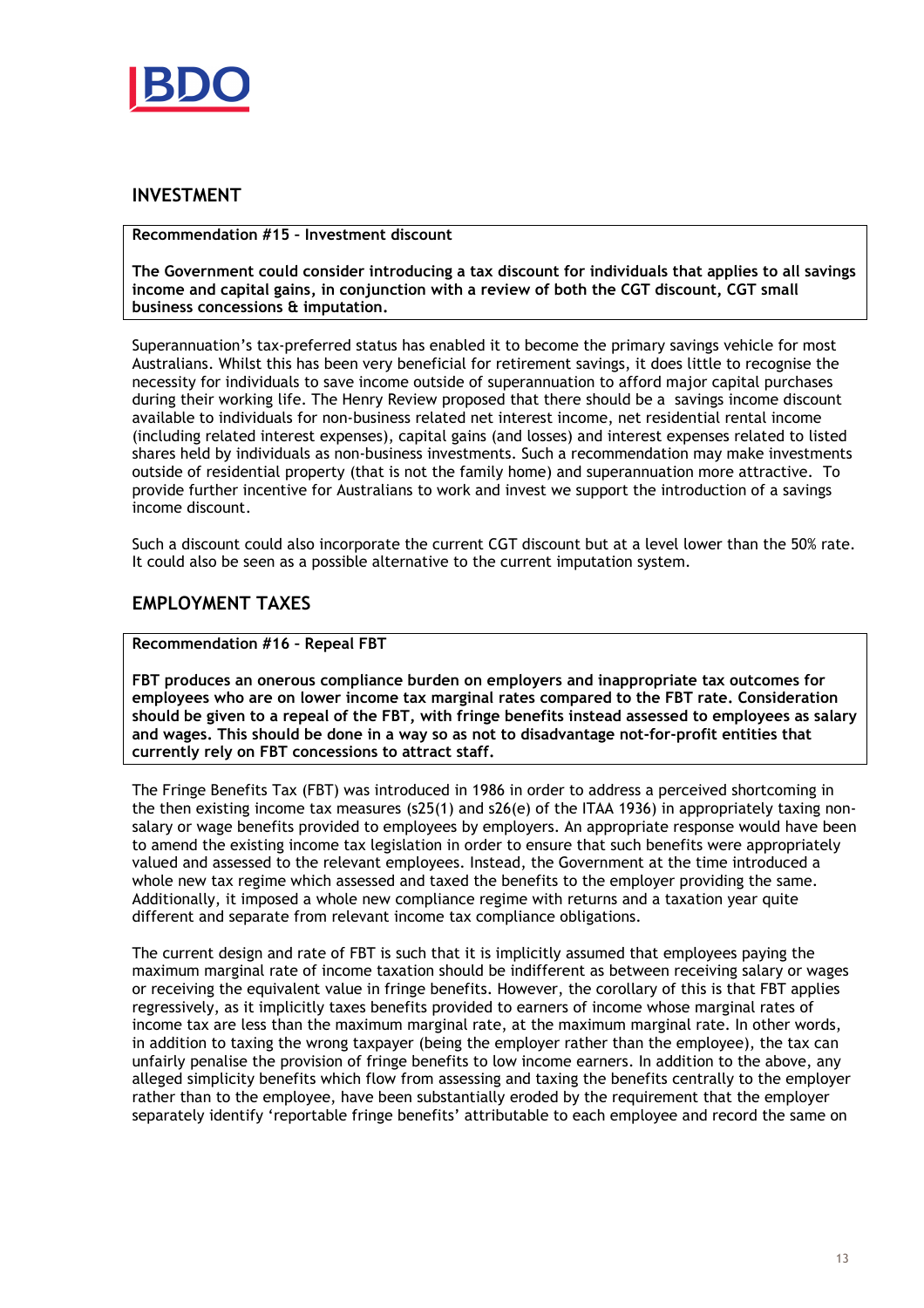## INVESTMENT

**Recommendation #15 – Investment discount**

**The Government could consider introducing a tax discount for individuals that applies to all savings income and capital gains, in conjunction with a review of both the CGT discount, CGT small business concessions & imputation.**

Superannuation's tax-preferred status has enabled it to become the primary savings vehicle for most Australians. Whilst this has been very beneficial for retirement savings, it does little to recognise the necessity for individuals to save income outside of superannuation to afford major capital purchases during their working life. The Henry Review proposed that there should be a savings income discount available to individuals for non-business related net interest income, net residential rental income (including related interest expenses), capital gains (and losses) and interest expenses related to listed shares held by individuals as non-business investments. Such a recommendation may make investments outside of residential property (that is not the family home) and superannuation more attractive. To provide further incentive for Australians to work and invest we support the introduction of a savings income discount.

Such a discount could also incorporate the current CGT discount but at a level lower than the 50% rate. It could also be seen as a possible alternative to the current imputation system.

## EMPLOYMENT TAXES

**Recommendation #16 – Repeal FBT**

**FBT produces an onerous compliance burden on employers and inappropriate tax outcomes for employees who are on lower income tax marginal rates compared to the FBT rate. Consideration should be given to a repeal of the FBT, with fringe benefits instead assessed to employees as salary and wages. This should be done in a way so as not to disadvantage not-for-profit entities that currently rely on FBT concessions to attract staff.**

The Fringe Benefits Tax (FBT) was introduced in 1986 in order to address a perceived shortcoming in the then existing income tax measures (s25(1) and s26(e) of the ITAA 1936) in appropriately taxing non-salary or wage benefits provided to employees by employers. An appropriate response would have been to amend the existing income tax legislation in order to ensure that such benefits were appropriately valued and assessed to the relevant employees. Instead, the Government at the time introduced a whole new tax regime which assessed and taxed the benefits to the employer providing the same. Additionally, it imposed a whole new compliance regime with returns and a taxation year quite different and separate from relevant income tax compliance obligations.

The current design and rate of FBT is such that it is implicitly assumed that employees paying the maximum marginal rate of income taxation should be indifferent as between receiving salary or wages or receiving the equivalent value in fringe benefits. However, the corollary of this is that FBT applies regressively, as it implicitly taxes benefits provided to earners of income whose marginal rates of income tax are less than the maximum marginal rate, at the maximum marginal rate. In other words, in addition to taxing the wrong taxpayer (being the employer rather than the employee), the tax can unfairly penalise the provision of fringe benefits to low income earners. In addition to the above, any alleged simplicity benefits which flow from assessing and taxing the benefits centrally to the employer rather than to the employee, have been substantially eroded by the requirement that the employer separately identify 'reportable fringe benefits' attributable to each employee and record the same on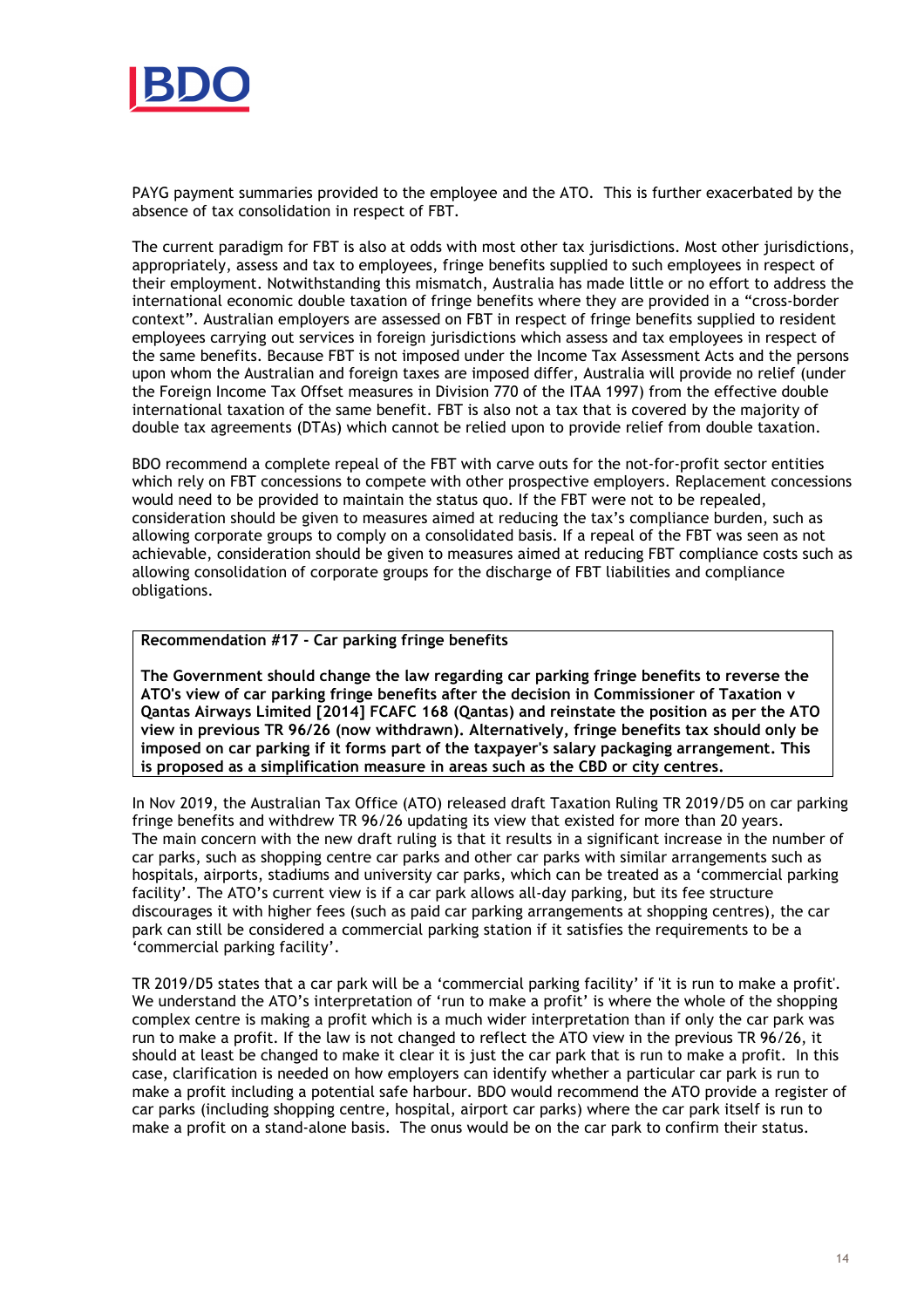PAYG payment summaries provided to the employee and the ATO. This is further exacerbated by the absence of tax consolidation in respect of FBT.

The current paradigm for FBT is also at odds with most other tax jurisdictions. Most other jurisdictions, appropriately, assess and tax to employees, fringe benefits supplied to such employees in respect of their employment. Notwithstanding this mismatch, Australia has made little or no effort to address the international economic double taxation of fringe benefits where they are provided in a "cross-border context". Australian employers are assessed on FBT in respect of fringe benefits supplied to resident employees carrying out services in foreign jurisdictions which assess and tax employees in respect of the same benefits. Because FBT is not imposed under the Income Tax Assessment Acts and the persons upon whom the Australian and foreign taxes are imposed differ, Australia will provide no relief (under the Foreign Income Tax Offset measures in Division 770 of the ITAA 1997) from the effective double international taxation of the same benefit. FBT is also not a tax that is covered by the majority of double tax agreements (DTAs) which cannot be relied upon to provide relief from double taxation.

BDO recommend a complete repeal of the FBT with carve outs for the not-for-profit sector entities which rely on FBT concessions to compete with other prospective employers. Replacement concessions would need to be provided to maintain the status quo. If the FBT were not to be repealed, consideration should be given to measures aimed at reducing the tax's compliance burden, such as allowing corporate groups to comply on a consolidated basis. If a repeal of the FBT was seen as not achievable, consideration should be given to measures aimed at reducing FBT compliance costs such as allowing consolidation of corporate groups for the discharge of FBT liabilities and compliance obligations.

**Recommendation #17 - Car parking fringe benefits**

**The Government should change the law regarding car parking fringe benefits to reverse the ATO's view of car parking fringe benefits after the decision in Commissioner of Taxation v Qantas Airways Limited [2014] FCAFC 168 (Qantas) and reinstate the position as per the ATO view in previous TR 96/26 (now withdrawn). Alternatively, fringe benefits tax should only be imposed on car parking if it forms part of the taxpayer's salary packaging arrangement. This is proposed as a simplification measure in areas such as the CBD or city centres.**

In Nov 2019, the Australian Tax Office (ATO) released draft Taxation Ruling TR 2019/D5 on car parking fringe benefits and withdrew TR 96/26 updating its view that existed for more than 20 years. The main concern with the new draft ruling is that it results in a significant increase in the number of car parks, such as shopping centre car parks and other car parks with similar arrangements such as hospitals, airports, stadiums and university car parks, which can be treated as a 'commercial parking facility'. The ATO's current view is if a car park allows all-day parking, but its fee structure discourages it with higher fees (such as paid car parking arrangements at shopping centres), the car park can still be considered a commercial parking station if it satisfies the requirements to be a 'commercial parking facility'.

TR 2019/D5 states that a car park will be a 'commercial parking facility' if 'it is run to make a profit'. We understand the ATO's interpretation of 'run to make a profit' is where the whole of the shopping complex centre is making a profit which is a much wider interpretation than if only the car park was run to make a profit. If the law is not changed to reflect the ATO view in the previous TR 96/26, it should at least be changed to make it clear it is just the car park that is run to make a profit. In this case, clarification is needed on how employers can identify whether a particular car park is run to make a profit including a potential safe harbour. BDO would recommend the ATO provide a register of car parks (including shopping centre, hospital, airport car parks) where the car park itself is run to make a profit on a stand-alone basis. The onus would be on the car park to confirm their status.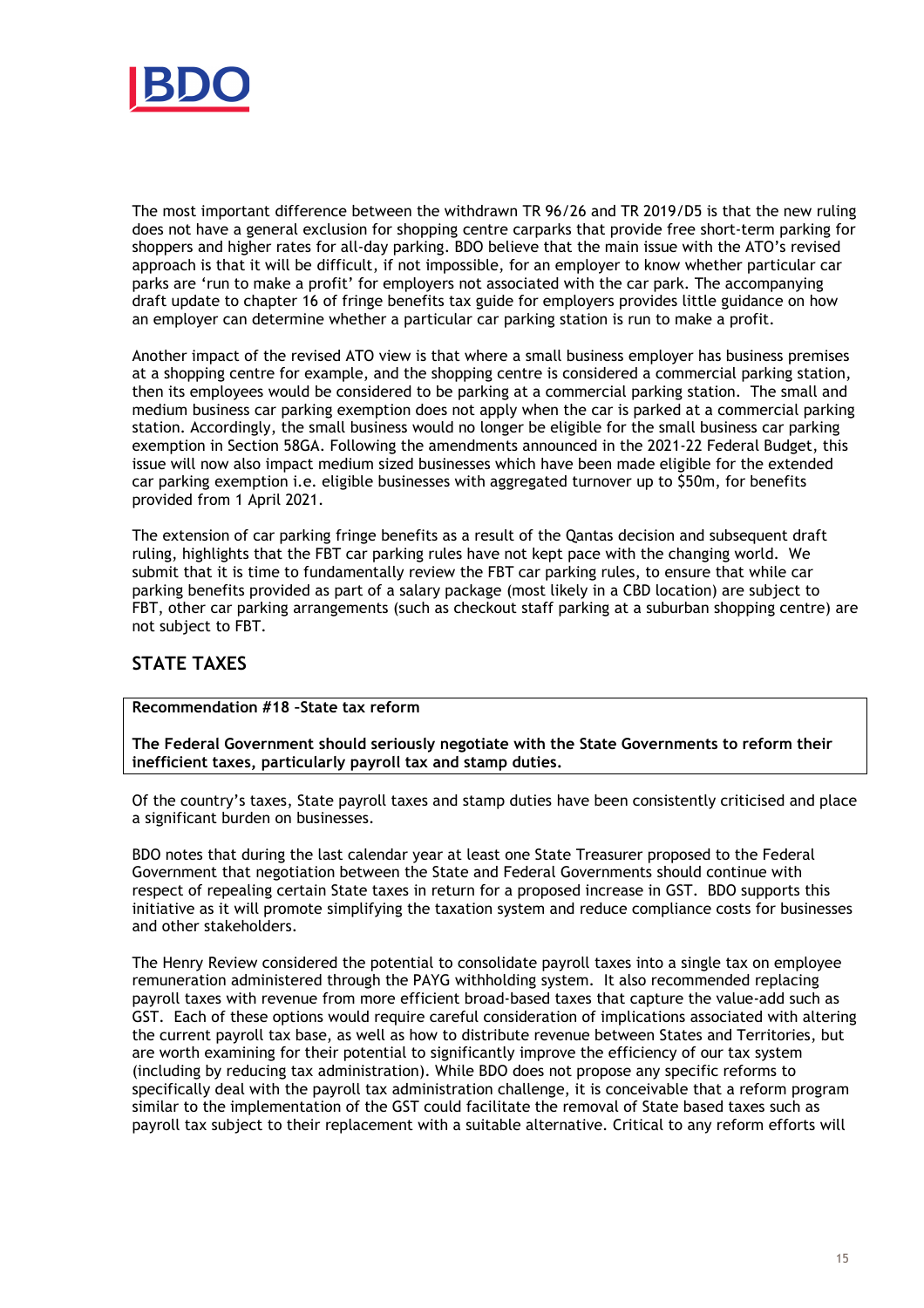The most important difference between the withdrawn TR 96/26 and TR 2019/D5 is that the new ruling does not have a general exclusion for shopping centre carparks that provide free short-term parking for shoppers and higher rates for all-day parking. BDO believe that the main issue with the ATO's revised approach is that it will be difficult, if not impossible, for an employer to know whether particular car parks are 'run to make a profit' for employers not associated with the car park. The accompanying draft update to chapter 16 of fringe benefits tax guide for employers provides little guidance on how an employer can determine whether a particular car parking station is run to make a profit.

Another impact of the revised ATO view is that where a small business employer has business premises at a shopping centre for example, and the shopping centre is considered a commercial parking station, then its employees would be considered to be parking at a commercial parking station. The small and medium business car parking exemption does not apply when the car is parked at a commercial parking station. Accordingly, the small business would no longer be eligible for the small business car parking exemption in Section 58GA. Following the amendments announced in the 2021-22 Federal Budget, this issue will now also impact medium sized businesses which have been made eligible for the extended car parking exemption i.e. eligible businesses with aggregated turnover up to $50m, for benefits provided from 1 April 2021.

The extension of car parking fringe benefits as a result of the Qantas decision and subsequent draft ruling, highlights that the FBT car parking rules have not kept pace with the changing world. We submit that it is time to fundamentally review the FBT car parking rules, to ensure that while car parking benefits provided as part of a salary package (most likely in a CBD location) are subject to FBT, other car parking arrangements (such as checkout staff parking at a suburban shopping centre) are not subject to FBT.

## STATE TAXES

**Recommendation #18 –State tax reform**

**The Federal Government should seriously negotiate with the State Governments to reform their inefficient taxes, particularly payroll tax and stamp duties.**

Of the country's taxes, State payroll taxes and stamp duties have been consistently criticised and place a significant burden on businesses.

BDO notes that during the last calendar year at least one State Treasurer proposed to the Federal Government that negotiation between the State and Federal Governments should continue with respect of repealing certain State taxes in return for a proposed increase in GST. BDO supports this initiative as it will promote simplifying the taxation system and reduce compliance costs for businesses and other stakeholders.

The Henry Review considered the potential to consolidate payroll taxes into a single tax on employee remuneration administered through the PAYG withholding system. It also recommended replacing payroll taxes with revenue from more efficient broad-based taxes that capture the value-add such as GST. Each of these options would require careful consideration of implications associated with altering the current payroll tax base, as well as how to distribute revenue between States and Territories, but are worth examining for their potential to significantly improve the efficiency of our tax system (including by reducing tax administration). While BDO does not propose any specific reforms to specifically deal with the payroll tax administration challenge, it is conceivable that a reform program similar to the implementation of the GST could facilitate the removal of State based taxes such as payroll tax subject to their replacement with a suitable alternative. Critical to any reform efforts will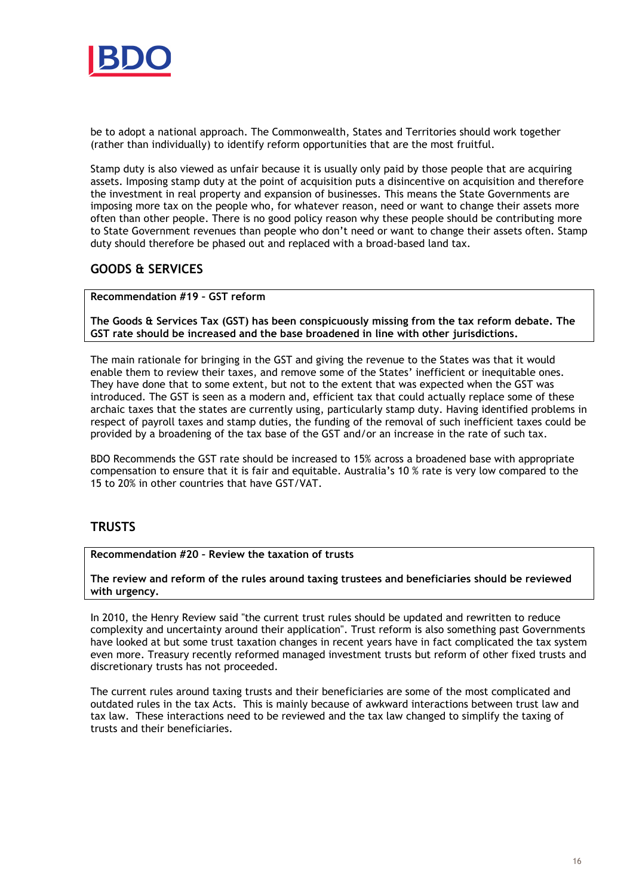be to adopt a national approach. The Commonwealth, States and Territories should work together (rather than individually) to identify reform opportunities that are the most fruitful.

Stamp duty is also viewed as unfair because it is usually only paid by those people that are acquiring assets. Imposing stamp duty at the point of acquisition puts a disincentive on acquisition and therefore the investment in real property and expansion of businesses. This means the State Governments are imposing more tax on the people who, for whatever reason, need or want to change their assets more often than other people. There is no good policy reason why these people should be contributing more to State Government revenues than people who don't need or want to change their assets often. Stamp duty should therefore be phased out and replaced with a broad-based land tax.

## GOODS & SERVICES

**Recommendation #19 – GST reform**

**The Goods & Services Tax (GST) has been conspicuously missing from the tax reform debate. The GST rate should be increased and the base broadened in line with other jurisdictions.**

The main rationale for bringing in the GST and giving the revenue to the States was that it would enable them to review their taxes, and remove some of the States' inefficient or inequitable ones. They have done that to some extent, but not to the extent that was expected when the GST was introduced. The GST is seen as a modern and, efficient tax that could actually replace some of these archaic taxes that the states are currently using, particularly stamp duty. Having identified problems in respect of payroll taxes and stamp duties, the funding of the removal of such inefficient taxes could be provided by a broadening of the tax base of the GST and/or an increase in the rate of such tax.

BDO Recommends the GST rate should be increased to 15% across a broadened base with appropriate compensation to ensure that it is fair and equitable. Australia's 10 % rate is very low compared to the 15 to 20% in other countries that have GST/VAT.

## TRUSTS

**Recommendation #20 – Review the taxation of trusts**

**The review and reform of the rules around taxing trustees and beneficiaries should be reviewed with urgency.**

In 2010, the Henry Review said "the current trust rules should be updated and rewritten to reduce complexity and uncertainty around their application". Trust reform is also something past Governments have looked at but some trust taxation changes in recent years have in fact complicated the tax system even more. Treasury recently reformed managed investment trusts but reform of other fixed trusts and discretionary trusts has not proceeded.

The current rules around taxing trusts and their beneficiaries are some of the most complicated and outdated rules in the tax Acts. This is mainly because of awkward interactions between trust law and tax law. These interactions need to be reviewed and the tax law changed to simplify the taxing of trusts and their beneficiaries.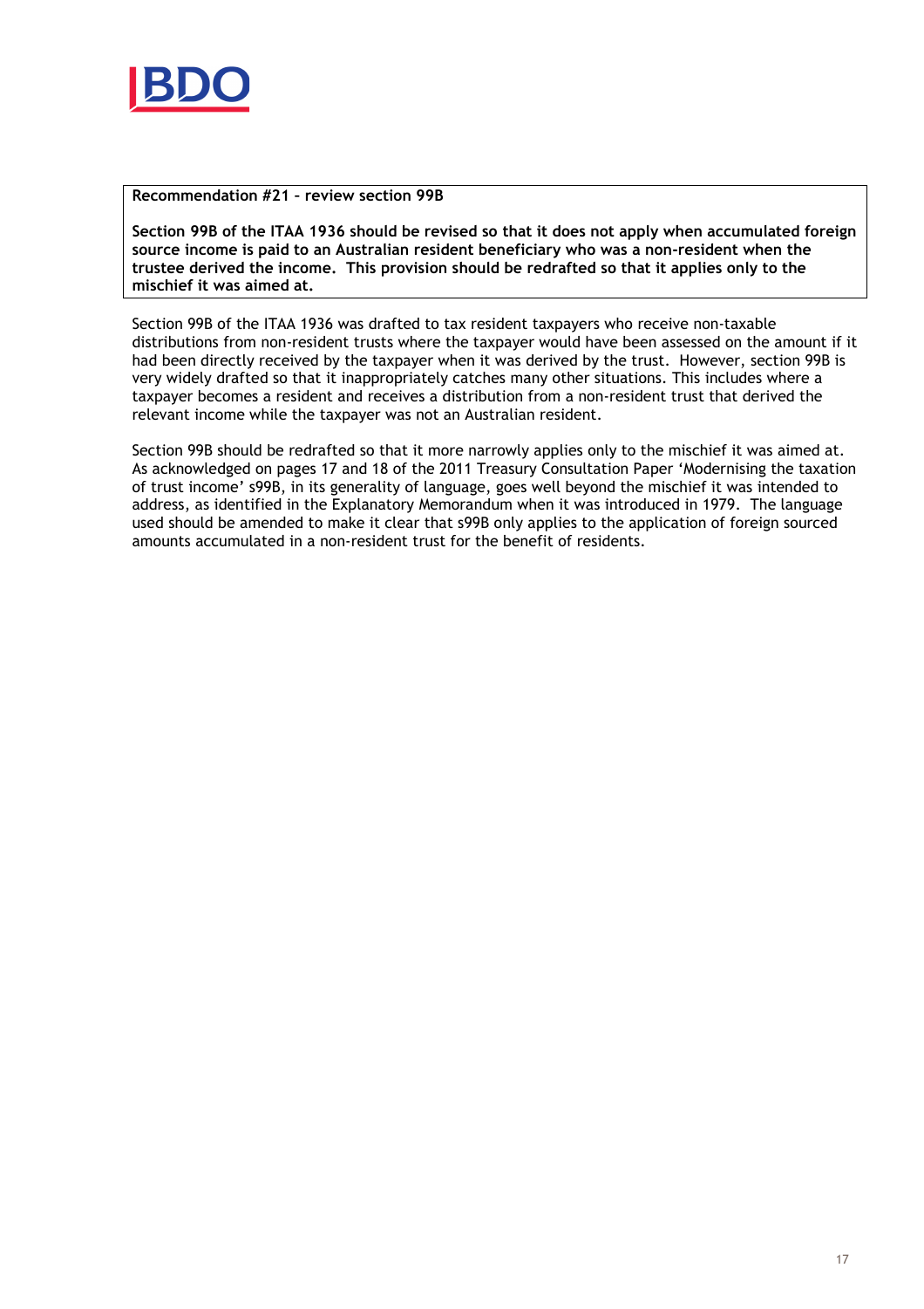**Recommendation #21 – review section 99B**

**Section 99B of the ITAA 1936 should be revised so that it does not apply when accumulated foreign source income is paid to an Australian resident beneficiary who was a non-resident when the trustee derived the income. This provision should be redrafted so that it applies only to the mischief it was aimed at.**

Section 99B of the ITAA 1936 was drafted to tax resident taxpayers who receive non-taxable distributions from non-resident trusts where the taxpayer would have been assessed on the amount if it had been directly received by the taxpayer when it was derived by the trust. However, section 99B is very widely drafted so that it inappropriately catches many other situations. This includes where a taxpayer becomes a resident and receives a distribution from a non-resident trust that derived the relevant income while the taxpayer was not an Australian resident.

Section 99B should be redrafted so that it more narrowly applies only to the mischief it was aimed at. As acknowledged on pages 17 and 18 of the 2011 Treasury Consultation Paper 'Modernising the taxation of trust income' s99B, in its generality of language, goes well beyond the mischief it was intended to address, as identified in the Explanatory Memorandum when it was introduced in 1979. The language used should be amended to make it clear that s99B only applies to the application of foreign sourced amounts accumulated in a non-resident trust for the benefit of residents.